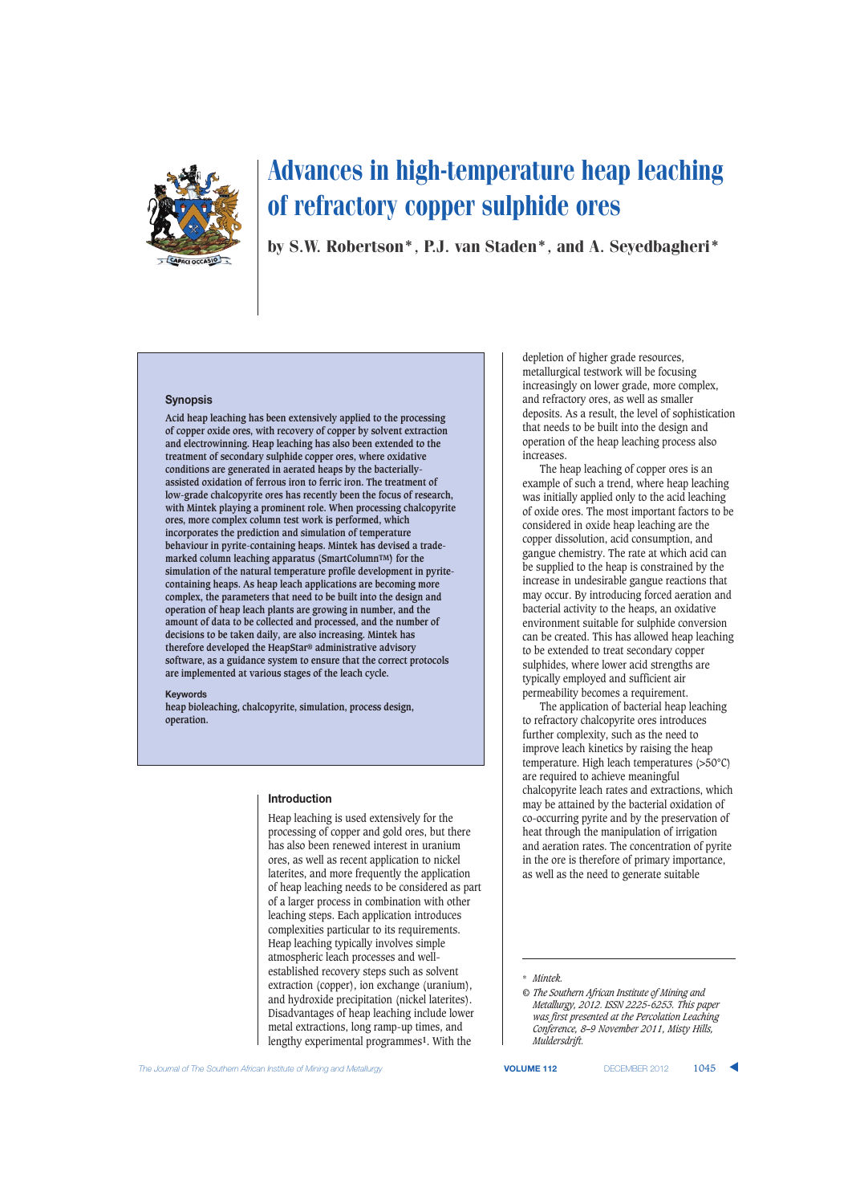# Advances in high-temperature heap leaching of refractory copper sulphide ores

**by S.W. Robertson\*, P.J. van Staden\*, and A. Seyedbagheri\***

## Synopsis

Acid heap leaching has been extensively applied to the processing of copper oxide ores, with recovery of copper by solvent extraction and electrowinning. Heap leaching has also been extended to the treatment of secondary sulphide copper ores, where oxidative conditions are generated in aerated heaps by the bacterially-assisted oxidation of ferrous iron to ferric iron. The treatment of low-grade chalcopyrite ores has recently been the focus of research, with Mintek playing a prominent role. When processing chalcopyrite ores, more complex column test work is performed, which incorporates the prediction and simulation of temperature behaviour in pyrite-containing heaps. Mintek has devised a trade-marked column leaching apparatus (SmartColumn™) for the simulation of the natural temperature profile development in pyrite-containing heaps. As heap leach applications are becoming more complex, the parameters that need to be built into the design and operation of heap leach plants are growing in number, and the amount of data to be collected and processed, and the number of decisions to be taken daily, are also increasing. Mintek has therefore developed the HeapStar® administrative advisory software, as a guidance system to ensure that the correct protocols are implemented at various stages of the leach cycle.

**Keywords**

heap bioleaching, chalcopyrite, simulation, process design, operation.

## Introduction

Heap leaching is used extensively for the processing of copper and gold ores, but there has also been renewed interest in uranium ores, as well as recent application to nickel laterites, and more frequently the application of heap leaching needs to be considered as part of a larger process in combination with other leaching steps. Each application introduces complexities particular to its requirements. Heap leaching typically involves simple atmospheric leach processes and well-established recovery steps such as solvent extraction (copper), ion exchange (uranium), and hydroxide precipitation (nickel laterites). Disadvantages of heap leaching include lower metal extractions, long ramp-up times, and lengthy experimental programmes[1]. With the depletion of higher grade resources, metallurgical testwork will be focusing increasingly on lower grade, more complex, and refractory ores, as well as smaller deposits. As a result, the level of sophistication that needs to be built into the design and operation of the heap leaching process also increases.

The heap leaching of copper ores is an example of such a trend, where heap leaching was initially applied only to the acid leaching of oxide ores. The most important factors to be considered in oxide heap leaching are the copper dissolution, acid consumption, and gangue chemistry. The rate at which acid can be supplied to the heap is constrained by the increase in undesirable gangue reactions that may occur. By introducing forced aeration and bacterial activity to the heaps, an oxidative environment suitable for sulphide conversion can be created. This has allowed heap leaching to be extended to treat secondary copper sulphides, where lower acid strengths are typically employed and sufficient air permeability becomes a requirement.

The application of bacterial heap leaching to refractory chalcopyrite ores introduces further complexity, such as the need to improve leach kinetics by raising the heap temperature. High leach temperatures (>50°C) are required to achieve meaningful chalcopyrite leach rates and extractions, which may be attained by the bacterial oxidation of co-occurring pyrite and by the preservation of heat through the manipulation of irrigation and aeration rates. The concentration of pyrite in the ore is therefore of primary importance, as well as the need to generate suitable

---

\* *Mintek.*

© *The Southern African Institute of Mining and Metallurgy, 2012. ISSN 2225-6253. This paper was first presented at the Percolation Leaching Conference, 8–9 November 2011, Misty Hills, Muldersdrift.*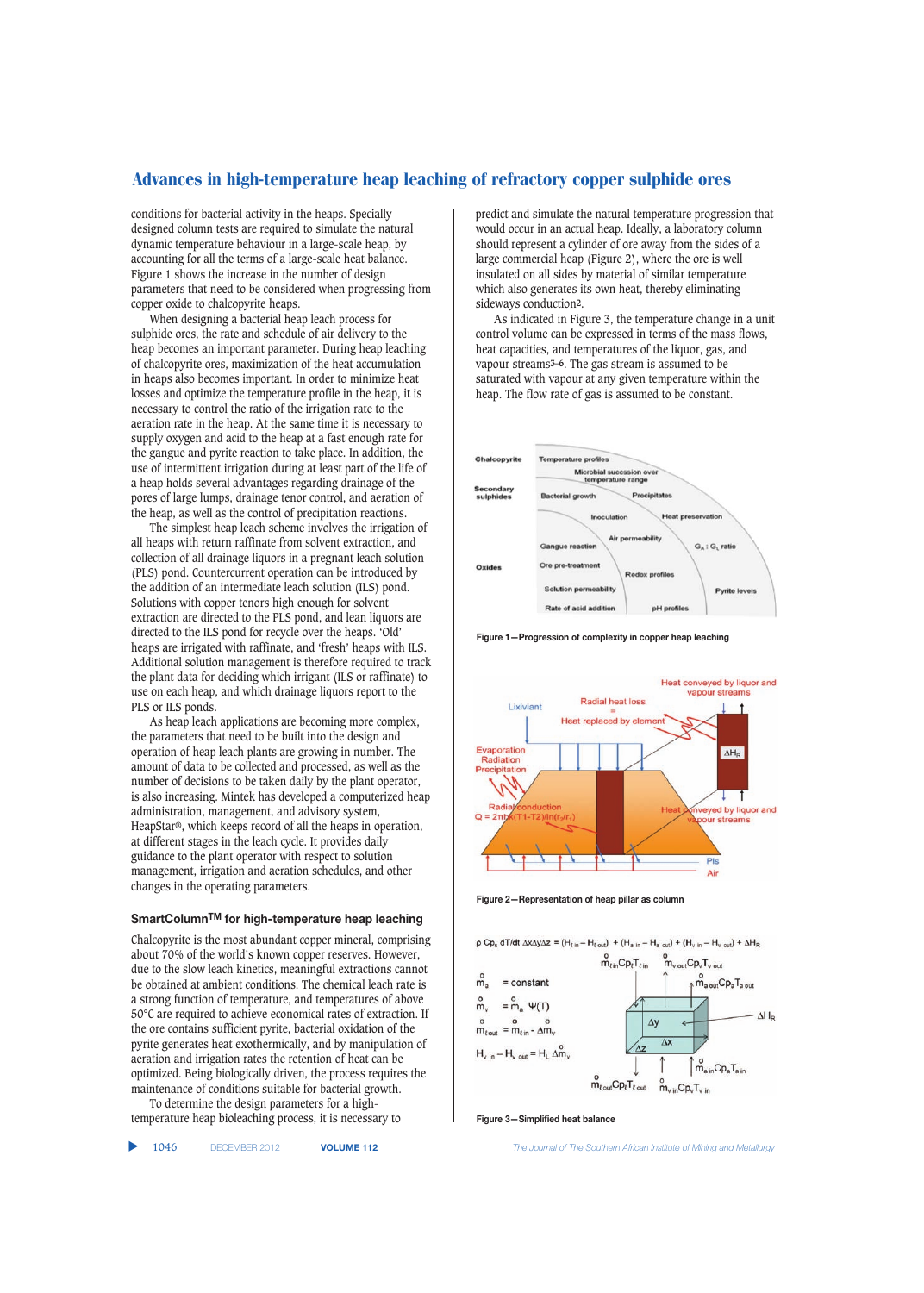conditions for bacterial activity in the heaps. Specially designed column tests are required to simulate the natural dynamic temperature behaviour in a large-scale heap, by accounting for all the terms of a large-scale heat balance. Figure 1 shows the increase in the number of design parameters that need to be considered when progressing from copper oxide to chalcopyrite heaps.

When designing a bacterial heap leach process for sulphide ores, the rate and schedule of air delivery to the heap becomes an important parameter. During heap leaching of chalcopyrite ores, maximization of the heat accumulation in heaps also becomes important. In order to minimize heat losses and optimize the temperature profile in the heap, it is necessary to control the ratio of the irrigation rate to the aeration rate in the heap. At the same time it is necessary to supply oxygen and acid to the heap at a fast enough rate for the gangue and pyrite reaction to take place. In addition, the use of intermittent irrigation during at least part of the life of a heap holds several advantages regarding drainage of the pores of large lumps, drainage tenor control, and aeration of the heap, as well as the control of precipitation reactions.

The simplest heap leach scheme involves the irrigation of all heaps with return raffinate from solvent extraction, and collection of all drainage liquors in a pregnant leach solution (PLS) pond. Countercurrent operation can be introduced by the addition of an intermediate leach solution (ILS) pond. Solutions with copper tenors high enough for solvent extraction are directed to the PLS pond, and lean liquors are directed to the ILS pond for recycle over the heaps. 'Old' heaps are irrigated with raffinate, and 'fresh' heaps with ILS. Additional solution management is therefore required to track the plant data for deciding which irrigant (ILS or raffinate) to use on each heap, and which drainage liquors report to the PLS or ILS ponds.

As heap leach applications are becoming more complex, the parameters that need to be built into the design and operation of heap leach plants are growing in number. The amount of data to be collected and processed, as well as the number of decisions to be taken daily by the plant operator, is also increasing. Mintek has developed a computerized heap administration, management, and advisory system, HeapStar®, which keeps record of all the heaps in operation, at different stages in the leach cycle. It provides daily guidance to the plant operator with respect to solution management, irrigation and aeration schedules, and other changes in the operating parameters.

## SmartColumn™ for high-temperature heap leaching

Chalcopyrite is the most abundant copper mineral, comprising about 70% of the world's known copper reserves. However, due to the slow leach kinetics, meaningful extraction rates cannot be obtained at ambient conditions. The chemical leach rate is a strong function of temperature, and temperatures of above 50°C are required to achieve economical rates of extraction. If the ore contains sufficient pyrite, bacterial oxidation of the pyrite generates heat exothermically, and by manipulation of aeration and irrigation rates the retention of heat can be optimized. Being biologically driven, the process requires the maintenance of conditions suitable for bacterial growth.

To determine the design parameters for a high-temperature heap bioleaching process, it is necessary to predict and simulate the natural temperature progression that would occur in an actual heap. Ideally, a laboratory column should represent a cylinder of ore away from the sides of a large commercial heap (Figure 2), where the ore is well insulated on all sides by material of similar temperature which also generates its own heat, thereby eliminating sideways conduction[2].

As indicated in Figure 3, the temperature change in a unit control volume can be expressed in terms of the mass flows, heat capacities, and temperatures of the liquor, gas, and vapour streams[3–6]. The gas stream is assumed to be saturated with vapour at any given temperature within the heap. The flow rate of gas is assumed to be constant.

Figure 1—Progression of complexity in copper heap leaching

Figure 2—Representation of heap pillar as column

$$\rho\, Cp_s\, dT/dt\, \Delta x \Delta y \Delta z = (H_{\ell\,in} - H_{\ell\,out}) + (H_{a\,in} - H_{a\,out}) + (H_{v\,in} - H_{v\,out}) + \Delta H_R$$

$\mathring{m}_a$ = constant

$\mathring{m}_v = \mathring{m}_a\ \Psi(T)$

$\mathring{m}_{\ell out} = \mathring{m}_{\ell in} - \Delta\mathring{m}_v$

$H_{v\,in} - H_{v\,out} = H_L\, \Delta\mathring{m}_v$

Figure 3—Simplified heat balance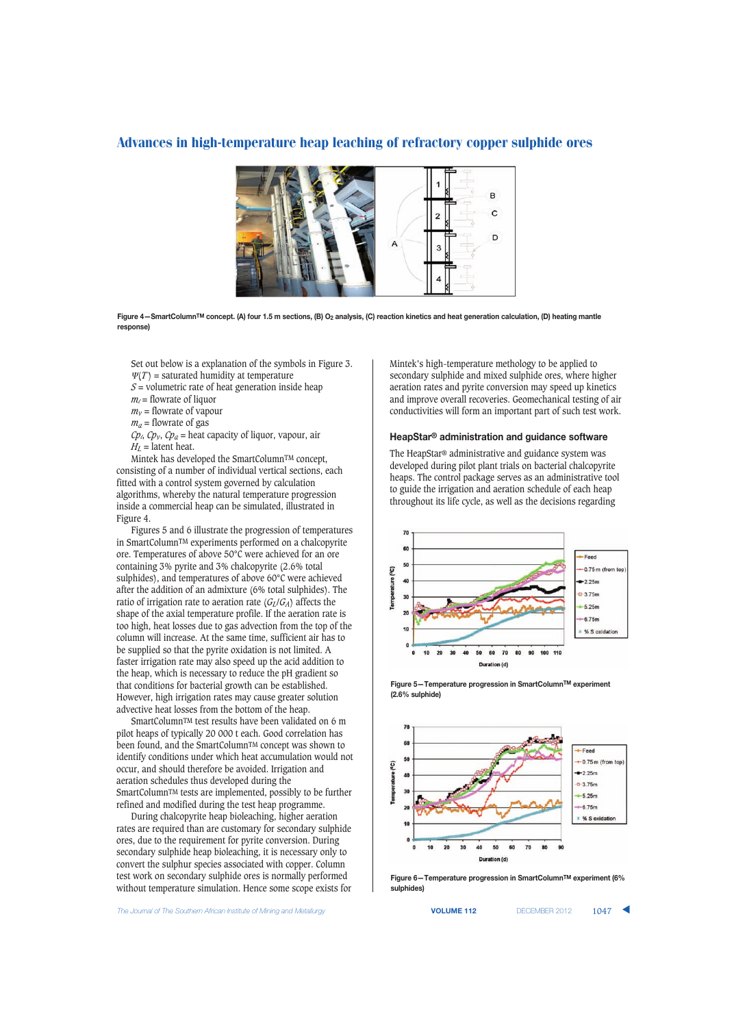Figure 4—SmartColumn™ concept. (A) four 1.5 m sections, (B) $O_2$ analysis, (C) reaction kinetics and heat generation calculation, (D) heating mantle response)

Set out below is a explanation of the symbols in Figure 3.
$\Psi(T)$ = saturated humidity at temperature
$S$ = volumetric rate of heat generation inside heap
$m_l$ = flowrate of liquor
$m_V$ = flowrate of vapour
$m_a$ = flowrate of gas
$Cp_l$, $Cp_V$, $Cp_a$ = heat capacity of liquor, vapour, air
$H_L$ = latent heat.

Mintek has developed the SmartColumn™ concept, consisting of a number of individual vertical sections, each fitted with a control system governed by calculation algorithms, whereby the natural temperature progression inside a commercial heap can be simulated, illustrated in Figure 4.

Figures 5 and 6 illustrate the progression of temperatures in SmartColumn™ experiments performed on a chalcopyrite ore. Temperatures of above 50°C were achieved for an ore containing 3% pyrite and 3% chalcopyrite (2.6% total sulphides), and temperatures of above 60°C were achieved after the addition of an admixture (6% total sulphides). The ratio of irrigation rate to aeration rate ($G_L/G_A$) affects the shape of the axial temperature profile. If the aeration rate is too high, heat losses due to gas advection from the top of the column will increase. At the same time, sufficient air has to be supplied so that the pyrite oxidation is not limited. A faster irrigation rate may also speed up the acid addition to the heap, which is necessary to reduce the pH gradient so that conditions for bacterial growth can be established. However, high irrigation rates may cause greater solution advective heat losses from the bottom of the heap.

SmartColumn™ test results have been validated on 6 m pilot heaps of typically 20 000 t each. Good correlation has been found, and the SmartColumn™ concept was shown to identify conditions under which heat accumulation would not occur, and should therefore be avoided. Irrigation and aeration schedules thus developed during the SmartColumn™ tests are implemented, possibly to be further refined and modified during the test heap programme.

During chalcopyrite heap bioleaching, higher aeration rates are required than are customary for secondary sulphide ores, due to the requirement for pyrite conversion. During secondary sulphide heap bioleaching, it is necessary only to convert the sulphur species associated with copper. Column test work on secondary sulphide ores is normally performed without temperature simulation. Hence some scope exists for Mintek's high-temperature methodology to be applied to secondary sulphide and mixed sulphide ores, where higher aeration rates and pyrite conversion may speed up kinetics and improve overall recoveries. Geomechanical testing of air conductivities will form an important part of such test work.

## HeapStar® administration and guidance software

The HeapStar® administrative and guidance system was developed during pilot plant trials on bacterial chalcopyrite heaps. The control package serves as an administrative tool to guide the irrigation and aeration schedule of each heap throughout its life cycle, as well as the decisions regarding

Figure 5—Temperature progression in SmartColumn™ experiment (2.6% sulphide)

Figure 6—Temperature progression in SmartColumn™ experiment (6% sulphides)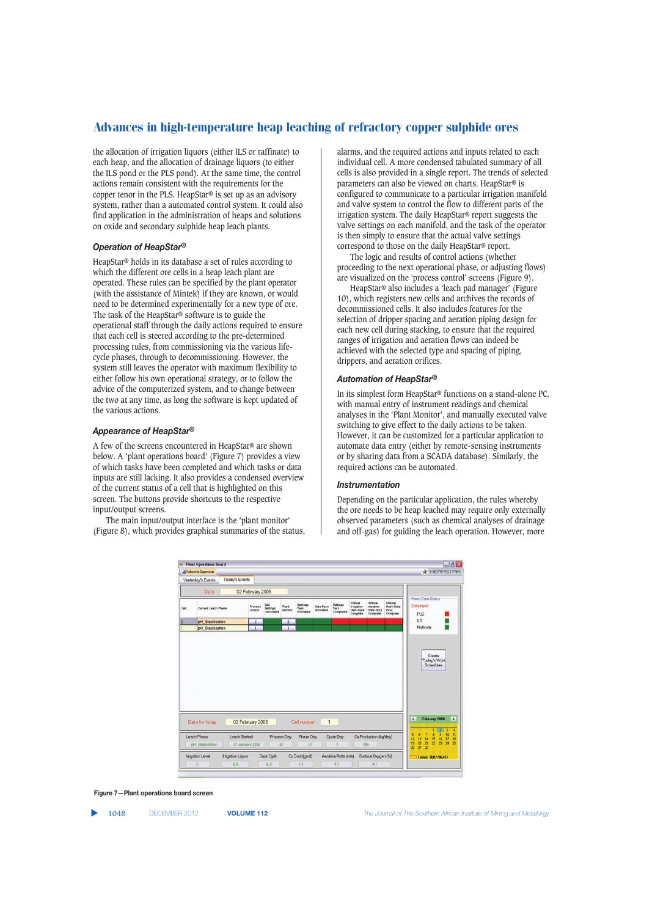the allocation of irrigation liquors (either ILS or raffinate) to each heap, and the allocation of drainage liquors (to either the ILS pond or the PLS pond). At the same time, the control actions remain consistent with the requirements for the copper tenor in the PLS. HeapStar® is set up as an advisory system, rather than a automated control system. It could also find application in the administration of heaps and solutions on oxide and secondary sulphide heap leach plants.

### Operation of HeapStar®

HeapStar® holds in its database a set of rules according to which the different ore cells in a heap leach plant are operated. These rules can be specified by the plant operator (with the assistance of Mintek) if they are known, or would need to be determined experimentally for a new type of ore. The task of the HeapStar® software is to guide the operational staff through the daily actions required to ensure that each cell is steered according to the pre-determined processing rules, from commissioning via the various life-cycle phases, through to decommissioning. However, the system still leaves the operator with maximum flexibility to either follow his own operational strategy, or to follow the advice of the computerized system, and to change between the two at any time, as long as the software is kept updated of the various actions.

### Appearance of HeapStar®

A few of the screens encountered in HeapStar® are shown below. A 'plant operations board' (Figure 7) provides a view of which tasks have been completed and which tasks or data inputs are still lacking. It also provides a condensed overview of the current status of a cell that is highlighted on this screen. The buttons provide shortcuts to the respective input/output screens.

The main input/output interface is the 'plant monitor' (Figure 8), which provides graphical summaries of the status, alarms, and the required actions and inputs related to each individual cell. A more condensed tabulated summary of all cells is also provided in a single report. The trends of selected parameters can also be viewed on charts. HeapStar® is configured to communicate to a particular irrigation manifold and valve system to control the flow to different parts of the irrigation system. The daily HeapStar® report suggests the valve settings on each manifold, and the task of the operator is then simply to ensure that the actual valve settings correspond to those on the daily HeapStar® report.

The logic and results of control actions (whether proceeding to the next operational phase, or adjusting flows) are visualized on the 'process control' screens (Figure 9).

HeapStar® also includes a 'leach pad manager' (Figure 10), which registers new cells and archives the records of decommissioned cells. It also includes features for the selection of dripper spacing and aeration piping design for each new cell during stacking, to ensure that the required ranges of irrigation and aeration flows can indeed be achieved with the selected type and spacing of piping, drippers, and aeration orifices.

### Automation of HeapStar®

In its simplest form HeapStar® functions on a stand-alone PC, with manual entry of instrument readings and chemical analyses in the 'Plant Monitor', and manually executed valve switching to give effect to the daily actions to be taken. However, it can be customized for a particular application to automate data entry (either by remote-sensing instruments or by sharing data from a SCADA database). Similarly, the required actions can be automated.

### Instrumentation

Depending on the particular application, the rules whereby the ore needs to be heap leached may require only externally observed parameters (such as chemical analyses of drainage and off-gas) for guiding the leach operation. However, more

Figure 7—Plant operations board screen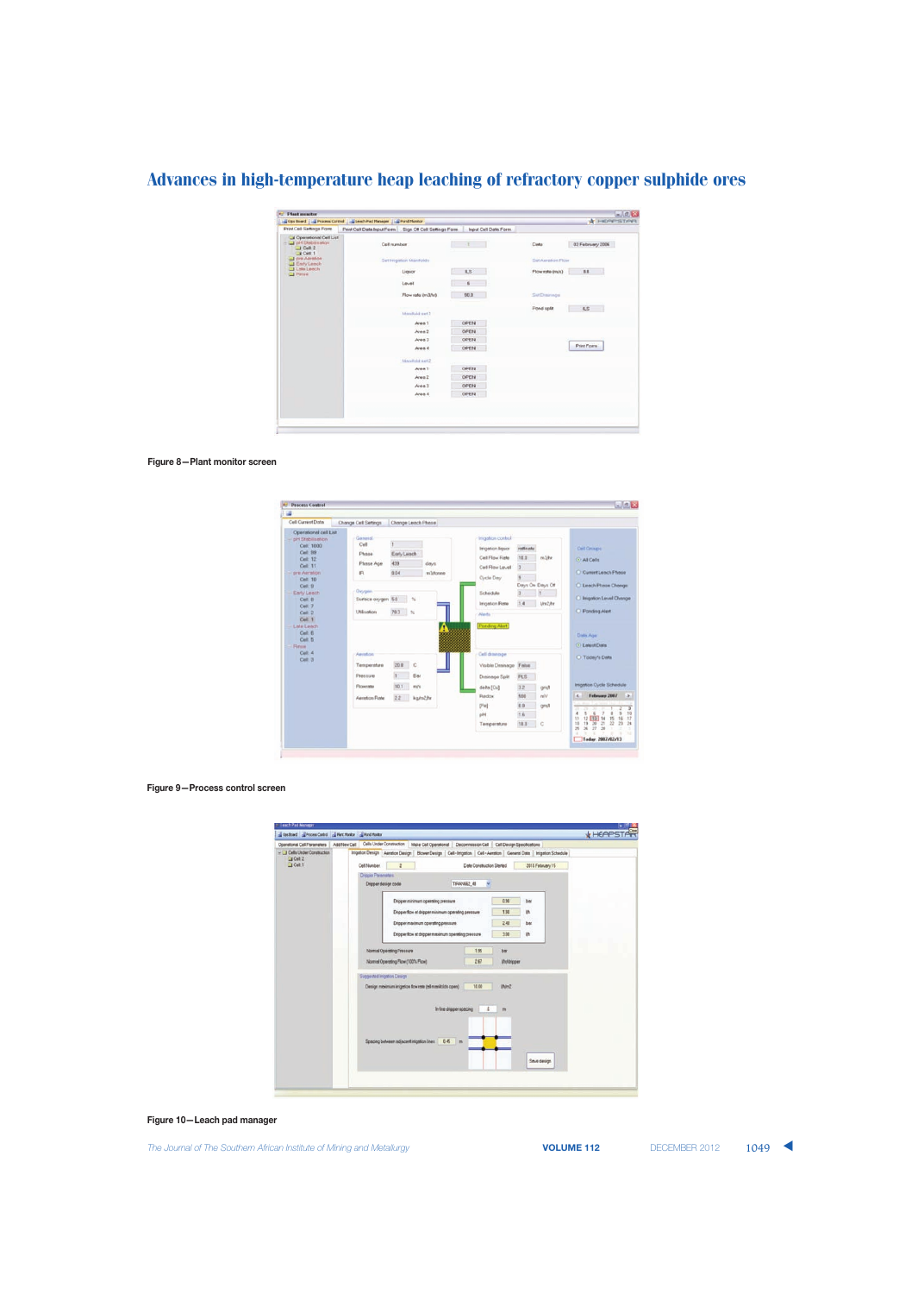Figure 8—Plant monitor screen

Figure 9—Process control screen

Figure 10—Leach pad manager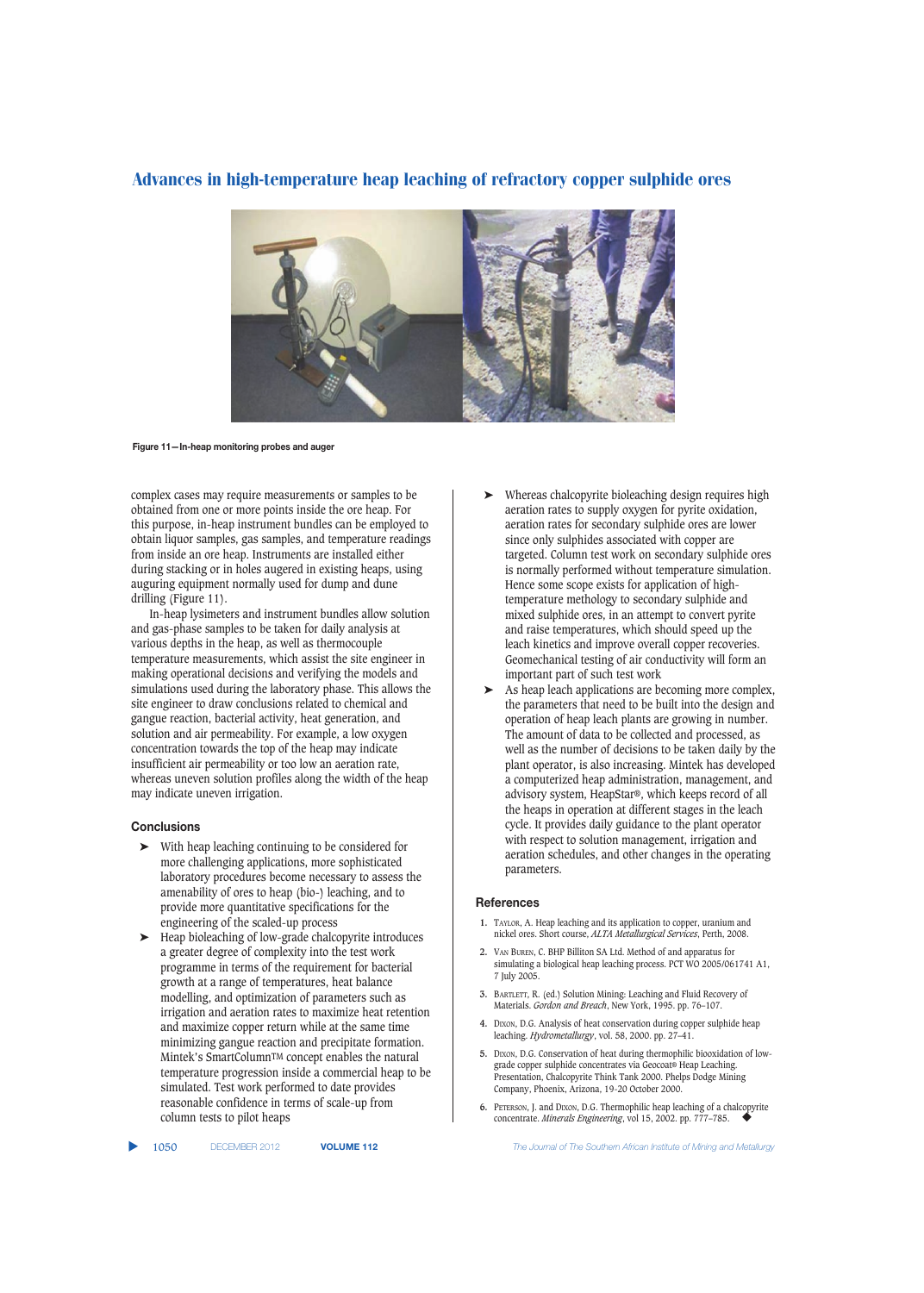Figure 11—In-heap monitoring probes and auger

complex cases may require measurements or samples to be obtained from one or more points inside the ore heap. For this purpose, in-heap instrument bundles can be employed to obtain liquor samples, gas samples, and temperature readings from inside an ore heap. Instruments are installed either during stacking or in holes augered in existing heaps, using auguring equipment normally used for dump and dune drilling (Figure 11).

In-heap lysimeters and instrument bundles allow solution and gas-phase samples to be taken for daily analysis at various depths in the heap, as well as thermocouple temperature measurements, which assist the site engineer in making operational decisions and verifying the models and simulations used during the laboratory phase. This allows the site engineer to draw conclusions related to chemical and gangue reaction, bacterial activity, heat generation, and solution and air permeability. For example, a low oxygen concentration towards the top of the heap may indicate insufficient air permeability or too low an aeration rate, whereas uneven solution profiles along the width of the heap may indicate uneven irrigation.

## Conclusions

- With heap leaching continuing to be considered for more challenging applications, more sophisticated laboratory procedures become necessary to assess the amenability of ores to heap (bio-) leaching, and to provide more quantitative specifications for the engineering of the scaled-up process
- Heap bioleaching of low-grade chalcopyrite introduces a greater degree of complexity into the test work programme in terms of the requirement for bacterial growth at a range of temperatures, heat balance modelling, and optimization of parameters such as irrigation and aeration rates to maximize heat retention and maximize copper return while at the same time minimizing gangue reaction and precipitate formation. Mintek's SmartColumn™ concept enables the natural temperature progression inside a commercial heap to be simulated. Test work performed to date provides reasonable confidence in terms of scale-up from column tests to pilot heaps
- Whereas chalcopyrite bioleaching design requires high aeration rates to supply oxygen for pyrite oxidation, aeration rates for secondary sulphide ores are lower since only sulphides associated with copper are targeted. Column test work on secondary sulphide ores is normally performed without temperature simulation. Hence some scope exists for application of high-temperature methology to secondary sulphide and mixed sulphide ores, in an attempt to convert pyrite and raise temperatures, which should speed up the leach kinetics and improve overall copper recoveries. Geomechanical testing of air conductivity will form an important part of such test work
- As heap leach applications are becoming more complex, the parameters that need to be built into the design and operation of heap leach plants are growing in number. The amount of data to be collected and processed, as well as the number of decisions to be taken daily by the plant operator, is also increasing. Mintek has developed a computerized heap administration, management, and advisory system, HeapStar®, which keeps record of all the heaps in operation at different stages in the leach cycle. It provides daily guidance to the plant operator with respect to solution management, irrigation and aeration schedules, and other changes in the operating parameters.

## References

1. Taylor, A. Heap leaching and its application to copper, uranium and nickel ores. Short course, *ALTA Metallurgical Services*, Perth, 2008.
2. Van Buren, C. BHP Billiton SA Ltd. Method of and apparatus for simulating a biological heap leaching process. PCT WO 2005/061741 A1, 7 July 2005.
3. Bartlett, R. (ed.) Solution Mining: Leaching and Fluid Recovery of Materials. *Gordon and Breach*, New York, 1995. pp. 76–107.
4. Dixon, D.G. Analysis of heat conservation during copper sulphide heap leaching. *Hydrometallurgy*, vol. 58, 2000. pp. 27–41.
5. Dixon, D.G. Conservation of heat during thermophilic biooxidation of low-grade copper sulphide concentrates via Geocoat® Heap Leaching. Presentation, Chalcopyrite Think Tank 2000. Phelps Dodge Mining Company, Phoenix, Arizona, 19-20 October 2000.
6. Peterson, J. and Dixon, D.G. Thermophilic heap leaching of a chalcopyrite concentrate. *Minerals Engineering*, vol 15, 2002. pp. 777–785. ◆